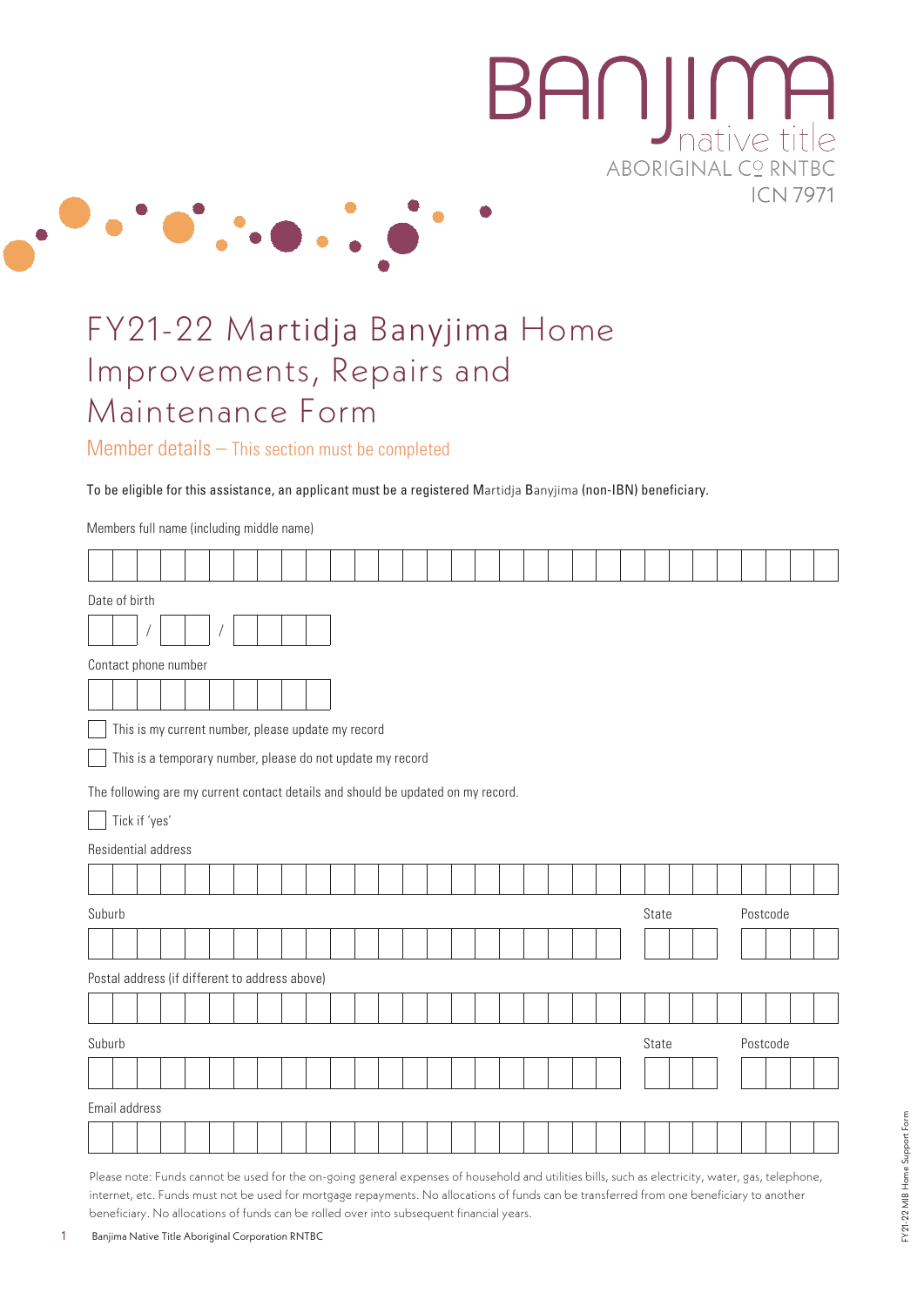BANJIMA native title ABORIGINAL CORPORATION RNTBC ICN 7971

# FY21-22 Martidja Banyjima Home Improvements, Repairs and Maintenance Form

## Member details – This section must be completed

To be eligible for this assistance, an applicant must be a registered Martidja Banyjima (non-IBN) beneficiary.

Members full name (including middle name)

Date of birth

/ /

Contact phone number

- [ ] This is my current number, please update my record
- [ ] This is a temporary number, please do not update my record

The following are my current contact details and should be updated on my record.

- [ ] Tick if 'yes'

Residential address

Suburb | State | Postcode

Postal address (if different to address above)

Suburb | State | Postcode

Email address

Please note: Funds cannot be used for the on-going general expenses of household and utilities bills, such as electricity, water, gas, telephone, internet, etc. Funds must not be used for mortgage repayments. No allocations of funds can be transferred from one beneficiary to another beneficiary. No allocations of funds can be rolled over into subsequent financial years.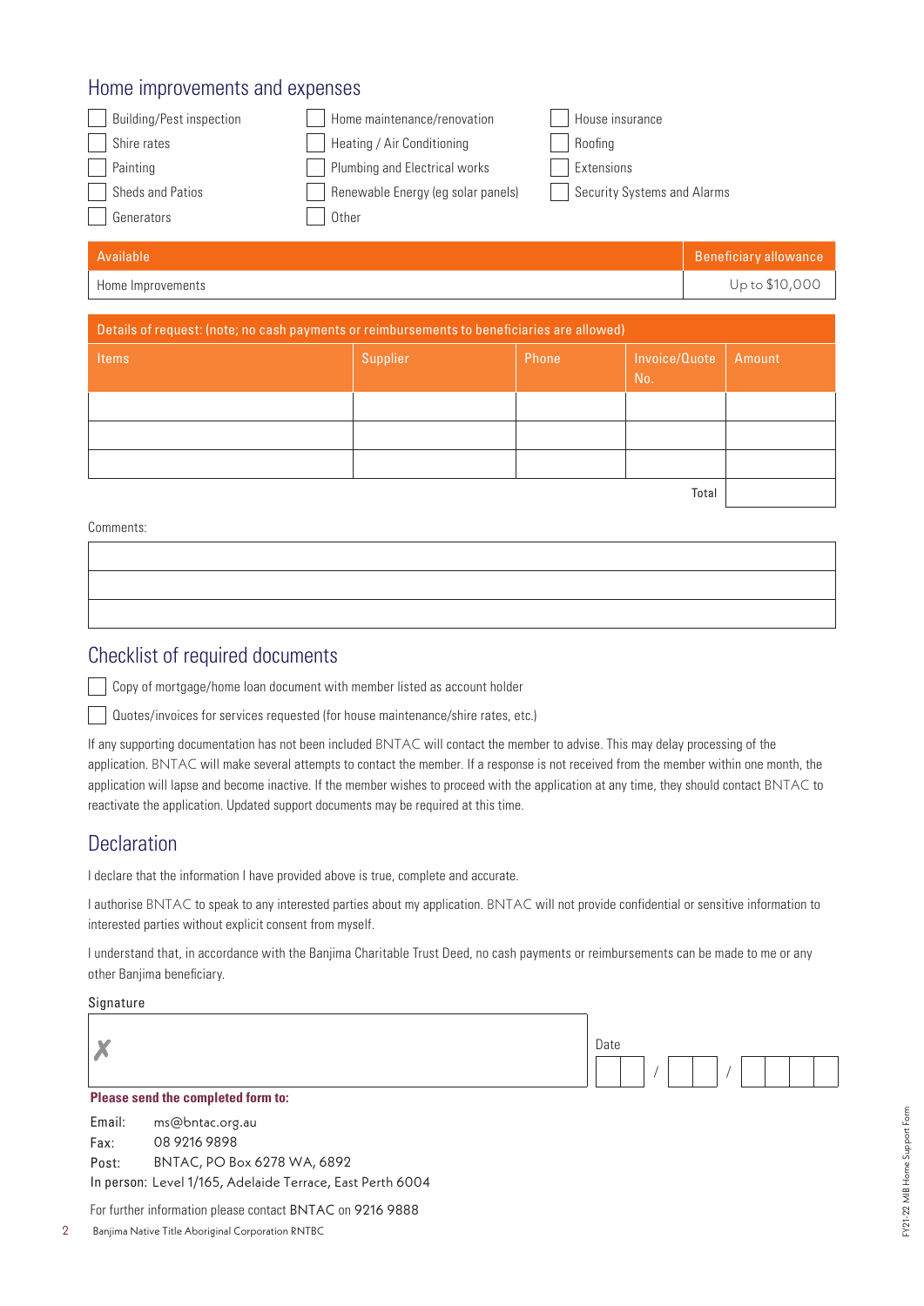## Home improvements and expenses

- ☐ Building/Pest inspection
- ☐ Home maintenance/renovation
- ☐ House insurance
- ☐ Shire rates
- ☐ Heating / Air Conditioning
- ☐ Roofing
- ☐ Painting
- ☐ Plumbing and Electrical works
- ☐ Extensions
- ☐ Sheds and Patios
- ☐ Renewable Energy (eg solar panels)
- ☐ Security Systems and Alarms
- ☐ Generators
- ☐ Other

| Available | Beneficiary allowance |
|---|---|
| Home Improvements | Up to $10,000 |

Details of request: (note; no cash payments or reimbursements to beneficiaries are allowed)

| Items | Supplier | Phone | Invoice/Quote No. | Amount |
|---|---|---|---|---|
| | | | | |
| | | | | |
| | | | | |
| | | | Total | |

Comments:

| |
|---|
| |
| |
| |

## Checklist of required documents

- ☐ Copy of mortgage/home loan document with member listed as account holder
- ☐ Quotes/invoices for services requested (for house maintenance/shire rates, etc.)

If any supporting documentation has not been included BNTAC will contact the member to advise. This may delay processing of the application. BNTAC will make several attempts to contact the member. If a response is not received from the member within one month, the application will lapse and become inactive. If the member wishes to proceed with the application at any time, they should contact BNTAC to reactivate the application. Updated support documents may be required at this time.

## Declaration

I declare that the information I have provided above is true, complete and accurate.

I authorise BNTAC to speak to any interested parties about my application. BNTAC will not provide confidential or sensitive information to interested parties without explicit consent from myself.

I understand that, in accordance with the Banjima Charitable Trust Deed, no cash payments or reimbursements can be made to me or any other Banjima beneficiary.

Signature

✗

Date __ __ / __ __ / __ __ __ __

**Please send the completed form to:**

Email: ms@bntac.org.au
Fax: 08 9216 9898
Post: BNTAC, PO Box 6278 WA, 6892
In person: Level 1/165, Adelaide Terrace, East Perth 6004

For further information please contact BNTAC on 9216 9888